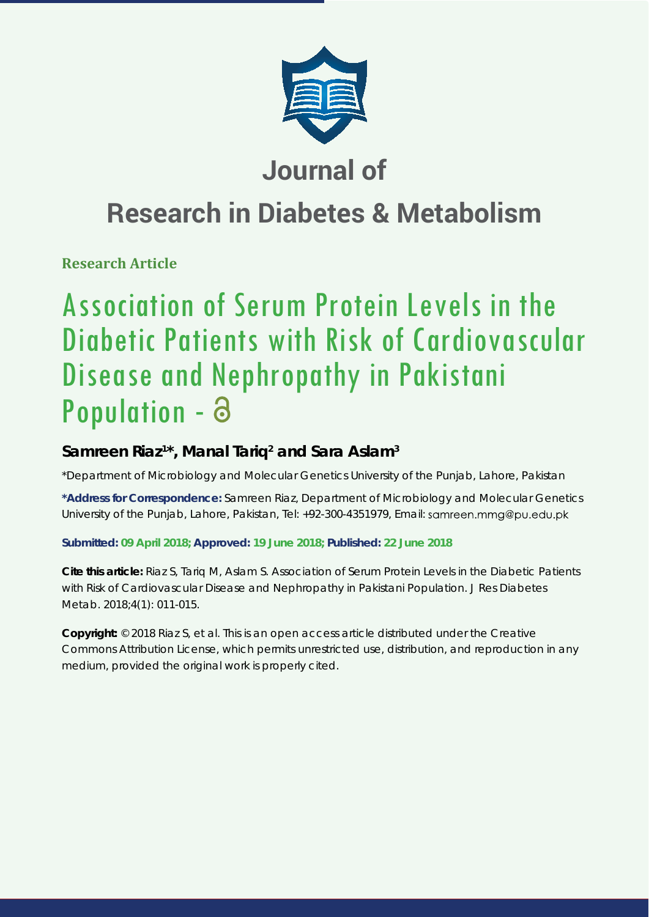# Journal of

# Research in Diabetes & Metabolism

**Research Article**

# Association of Serum Protein Levels in the Diabetic Patients with Risk of Cardiovascular Disease and Nephropathy in Pakistani Population -

**Samreen Riaz[1]*, Manal Tariq[2] and Sara Aslam[3]**

*Department of Microbiology and Molecular Genetics University of the Punjab, Lahore, Pakistan

**\*Address for Correspondence:** Samreen Riaz, Department of Microbiology and Molecular Genetics University of the Punjab, Lahore, Pakistan, Tel: +92-300-4351979, Email: samreen.mmg@pu.edu.pk

**Submitted: 09 April 2018; Approved: 19 June 2018; Published: 22 June 2018**

**Cite this article:** Riaz S, Tariq M, Aslam S. Association of Serum Protein Levels in the Diabetic Patients with Risk of Cardiovascular Disease and Nephropathy in Pakistani Population. J Res Diabetes Metab. 2018;4(1): 011-015.

**Copyright:** © 2018 Riaz S, et al. This is an open access article distributed under the Creative Commons Attribution License, which permits unrestricted use, distribution, and reproduction in any medium, provided the original work is properly cited.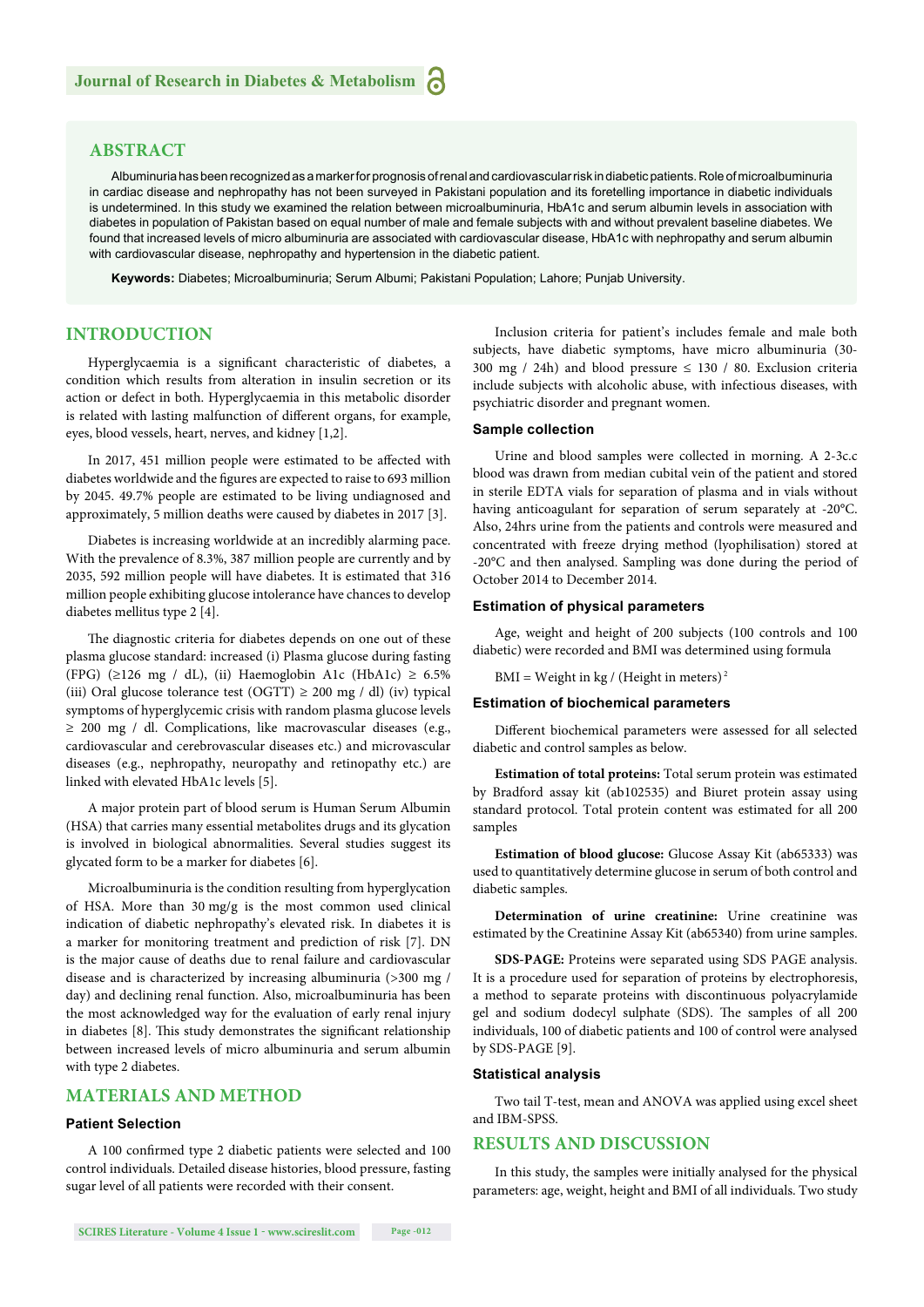## ABSTRACT

Albuminuria has been recognized as a marker for prognosis of renal and cardiovascular risk in diabetic patients. Role of microalbuminuria in cardiac disease and nephropathy has not been surveyed in Pakistani population and its foretelling importance in diabetic individuals is undetermined. In this study we examined the relation between microalbuminuria, HbA1c and serum albumin levels in association with diabetes in population of Pakistan based on equal number of male and female subjects with and without prevalent baseline diabetes. We found that increased levels of micro albuminuria are associated with cardiovascular disease, HbA1c with nephropathy and serum albumin with cardiovascular disease, nephropathy and hypertension in the diabetic patient.

**Keywords:** Diabetes; Microalbuminuria; Serum Albumi; Pakistani Population; Lahore; Punjab University.

## INTRODUCTION

Hyperglycaemia is a significant characteristic of diabetes, a condition which results from alteration in insulin secretion or its action or defect in both. Hyperglycaemia in this metabolic disorder is related with lasting malfunction of different organs, for example, eyes, blood vessels, heart, nerves, and kidney [1,2].

In 2017, 451 million people were estimated to be affected with diabetes worldwide and the figures are expected to raise to 693 million by 2045. 49.7% people are estimated to be living undiagnosed and approximately, 5 million deaths were caused by diabetes in 2017 [3].

Diabetes is increasing worldwide at an incredibly alarming pace. With the prevalence of 8.3%, 387 million people are currently and by 2035, 592 million people will have diabetes. It is estimated that 316 million people exhibiting glucose intolerance have chances to develop diabetes mellitus type 2 [4].

The diagnostic criteria for diabetes depends on one out of these plasma glucose standard: increased (i) Plasma glucose during fasting (FPG) (≥126 mg / dL), (ii) Haemoglobin A1c (HbA1c) ≥ 6.5% (iii) Oral glucose tolerance test (OGTT) ≥ 200 mg / dl) (iv) typical symptoms of hyperglycemic crisis with random plasma glucose levels ≥ 200 mg / dl. Complications, like macrovascular diseases (e.g., cardiovascular and cerebrovascular diseases etc.) and microvascular diseases (e.g., nephropathy, neuropathy and retinopathy etc.) are linked with elevated HbA1c levels [5].

A major protein part of blood serum is Human Serum Albumin (HSA) that carries many essential metabolites drugs and its glycation is involved in biological abnormalities. Several studies suggest its glycated form to be a marker for diabetes [6].

Microalbuminuria is the condition resulting from hyperglycation of HSA. More than 30 mg/g is the most common used clinical indication of diabetic nephropathy's elevated risk. In diabetes it is a marker for monitoring treatment and prediction of risk [7]. DN is the major cause of deaths due to renal failure and cardiovascular disease and is characterized by increasing albuminuria (>300 mg / day) and declining renal function. Also, microalbuminuria has been the most acknowledged way for the evaluation of early renal injury in diabetes [8]. This study demonstrates the significant relationship between increased levels of micro albuminuria and serum albumin with type 2 diabetes.

## MATERIALS AND METHOD

### Patient Selection

A 100 confirmed type 2 diabetic patients were selected and 100 control individuals. Detailed disease histories, blood pressure, fasting sugar level of all patients were recorded with their consent.

Inclusion criteria for patient's includes female and male both subjects, have diabetic symptoms, have micro albuminuria (30-300 mg / 24h) and blood pressure ≤ 130 / 80. Exclusion criteria include subjects with alcoholic abuse, with infectious diseases, with psychiatric disorder and pregnant women.

### Sample collection

Urine and blood samples were collected in morning. A 2-3c.c blood was drawn from median cubital vein of the patient and stored in sterile EDTA vials for separation of plasma and in vials without having anticoagulant for separation of serum separately at -20°C. Also, 24hrs urine from the patients and controls were measured and concentrated with freeze drying method (lyophilisation) stored at -20°C and then analysed. Sampling was done during the period of October 2014 to December 2014.

### Estimation of physical parameters

Age, weight and height of 200 subjects (100 controls and 100 diabetic) were recorded and BMI was determined using formula

$$BMI = \text{Weight in kg} / (\text{Height in meters})^2$$

### Estimation of biochemical parameters

Different biochemical parameters were assessed for all selected diabetic and control samples as below.

**Estimation of total proteins:** Total serum protein was estimated by Bradford assay kit (ab102535) and Biuret protein assay using standard protocol. Total protein content was estimated for all 200 samples

**Estimation of blood glucose:** Glucose Assay Kit (ab65333) was used to quantitatively determine glucose in serum of both control and diabetic samples.

**Determination of urine creatinine:** Urine creatinine was estimated by the Creatinine Assay Kit (ab65340) from urine samples.

**SDS-PAGE:** Proteins were separated using SDS PAGE analysis. It is a procedure used for separation of proteins by electrophoresis, a method to separate proteins with discontinuous polyacrylamide gel and sodium dodecyl sulphate (SDS). The samples of all 200 individuals, 100 of diabetic patients and 100 of control were analysed by SDS-PAGE [9].

### Statistical analysis

Two tail T-test, mean and ANOVA was applied using excel sheet and IBM-SPSS.

## RESULTS AND DISCUSSION

In this study, the samples were initially analysed for the physical parameters: age, weight, height and BMI of all individuals. Two study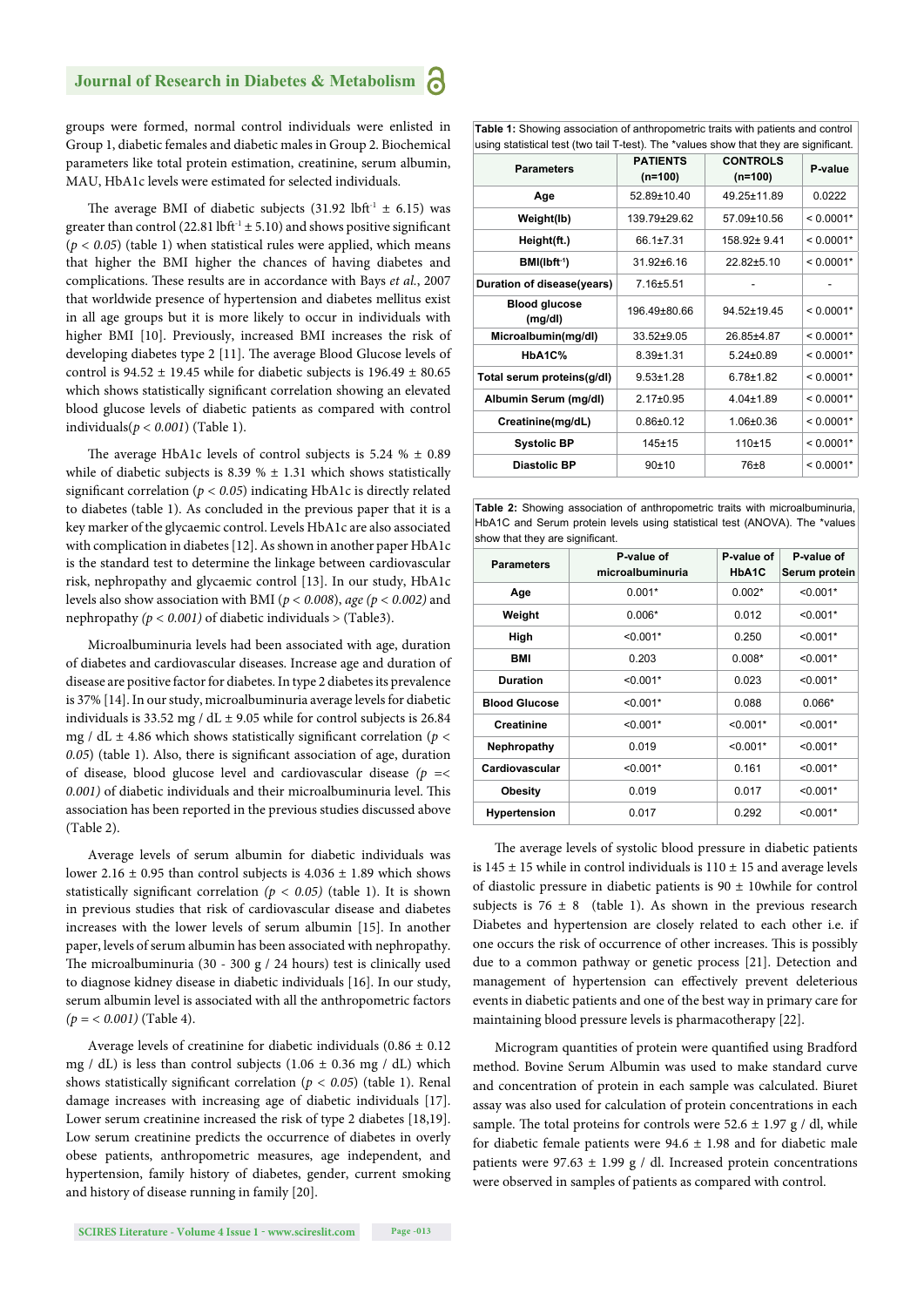groups were formed, normal control individuals were enlisted in Group 1, diabetic females and diabetic males in Group 2. Biochemical parameters like total protein estimation, creatinine, serum albumin, MAU, HbA1c levels were estimated for selected individuals.

The average BMI of diabetic subjects (31.92 $lbft^{-1}$ ± 6.15) was greater than control (22.81 $lbft^{-1}$ ± 5.10) and shows positive significant ($p < 0.05$) (table 1) when statistical rules were applied, which means that higher the BMI higher the chances of having diabetes and complications. These results are in accordance with Bays *et al.*, 2007 that worldwide presence of hypertension and diabetes mellitus exist in all age groups but it is more likely to occur in individuals with higher BMI [10]. Previously, increased BMI increases the risk of developing diabetes type 2 [11]. The average Blood Glucose levels of control is 94.52 ± 19.45 while for diabetic subjects is 196.49 ± 80.65 which shows statistically significant correlation showing an elevated blood glucose levels of diabetic patients as compared with control individuals($p < 0.001$) (Table 1).

The average HbA1c levels of control subjects is 5.24 % ± 0.89 while of diabetic subjects is 8.39 % ± 1.31 which shows statistically significant correlation ($p < 0.05$) indicating HbA1c is directly related to diabetes (table 1). As concluded in the previous paper that it is a key marker of the glycaemic control. Levels HbA1c are also associated with complication in diabetes [12]. As shown in another paper HbA1c is the standard test to determine the linkage between cardiovascular risk, nephropathy and glycaemic control [13]. In our study, HbA1c levels also show association with BMI ($p < 0.008$), *age* ($p < 0.002$) and nephropathy ($p < 0.001$) of diabetic individuals > (Table3).

Microalbuminuria levels had been associated with age, duration of diabetes and cardiovascular diseases. Increase age and duration of disease are positive factor for diabetes. In type 2 diabetes its prevalence is 37% [14]. In our study, microalbuminuria average levels for diabetic individuals is 33.52 mg / dL ± 9.05 while for control subjects is 26.84 mg / dL ± 4.86 which shows statistically significant correlation ($p < 0.05$) (table 1). Also, there is significant association of age, duration of disease, blood glucose level and cardiovascular disease ($p =< 0.001$) of diabetic individuals and their microalbuminuria level. This association has been reported in the previous studies discussed above (Table 2).

Average levels of serum albumin for diabetic individuals was lower 2.16 ± 0.95 than control subjects is 4.036 ± 1.89 which shows statistically significant correlation ($p < 0.05$) (table 1). It is shown in previous studies that risk of cardiovascular disease and diabetes increases with the lower levels of serum albumin [15]. In another paper, levels of serum albumin has been associated with nephropathy. The microalbuminuria (30 - 300 g / 24 hours) test is clinically used to diagnose kidney disease in diabetic individuals [16]. In our study, serum albumin level is associated with all the anthropometric factors ($p = < 0.001$) (Table 4).

Average levels of creatinine for diabetic individuals (0.86 ± 0.12 mg / dL) is less than control subjects (1.06 ± 0.36 mg / dL) which shows statistically significant correlation ($p < 0.05$) (table 1). Renal damage increases with increasing age of diabetic individuals [17]. Lower serum creatinine increased the risk of type 2 diabetes [18,19]. Low serum creatinine predicts the occurrence of diabetes in overly obese patients, anthropometric measures, age independent, and hypertension, family history of diabetes, gender, current smoking and history of disease running in family [20].

**Table 1:** Showing association of anthropometric traits with patients and control using statistical test (two tail T-test). The *values show that they are significant.

| Parameters | PATIENTS (n=100) | CONTROLS (n=100) | P-value |
|---|---|---|---|
| Age | 52.89±10.40 | 49.25±11.89 | 0.0222 |
| Weight(lb) | 139.79±29.62 | 57.09±10.56 | < 0.0001* |
| Height(ft.) | 66.1±7.31 | 158.92± 9.41 | < 0.0001* |
| BMI($lbft^{-1}$) | 31.92±6.16 | 22.82±5.10 | < 0.0001* |
| Duration of disease(years) | 7.16±5.51 | - | - |
| Blood glucose (mg/dl) | 196.49±80.66 | 94.52±19.45 | < 0.0001* |
| Microalbumin(mg/dl) | 33.52±9.05 | 26.85±4.87 | < 0.0001* |
| HbA1C% | 8.39±1.31 | 5.24±0.89 | < 0.0001* |
| Total serum proteins(g/dl) | 9.53±1.28 | 6.78±1.82 | < 0.0001* |
| Albumin Serum (mg/dl) | 2.17±0.95 | 4.04±1.89 | < 0.0001* |
| Creatinine(mg/dL) | 0.86±0.12 | 1.06±0.36 | < 0.0001* |
| Systolic BP | 145±15 | 110±15 | < 0.0001* |
| Diastolic BP | 90±10 | 76±8 | < 0.0001* |

**Table 2:** Showing association of anthropometric traits with microalbuminuria, HbA1C and Serum protein levels using statistical test (ANOVA). The *values show that they are significant.

| Parameters | P-value of microalbuminuria | P-value of HbA1C | P-value of Serum protein |
|---|---|---|---|
| Age | 0.001* | 0.002* | <0.001* |
| Weight | 0.006* | 0.012 | <0.001* |
| High | <0.001* | 0.250 | <0.001* |
| BMI | 0.203 | 0.008* | <0.001* |
| Duration | <0.001* | 0.023 | <0.001* |
| Blood Glucose | <0.001* | 0.088 | 0.066* |
| Creatinine | <0.001* | <0.001* | <0.001* |
| Nephropathy | 0.019 | <0.001* | <0.001* |
| Cardiovascular | <0.001* | 0.161 | <0.001* |
| Obesity | 0.019 | 0.017 | <0.001* |
| Hypertension | 0.017 | 0.292 | <0.001* |

The average levels of systolic blood pressure in diabetic patients is 145 ± 15 while in control individuals is 110 ± 15 and average levels of diastolic pressure in diabetic patients is 90 ± 10while for control subjects is 76 ± 8 (table 1). As shown in the previous research Diabetes and hypertension are closely related to each other i.e. if one occurs the risk of occurrence of other increases. This is possibly due to a common pathway or genetic process [21]. Detection and management of hypertension can effectively prevent deleterious events in diabetic patients and one of the best way in primary care for maintaining blood pressure levels is pharmacotherapy [22].

Microgram quantities of protein were quantified using Bradford method. Bovine Serum Albumin was used to make standard curve and concentration of protein in each sample was calculated. Biuret assay was also used for calculation of protein concentrations in each sample. The total proteins for controls were 52.6 ± 1.97 g / dl, while for diabetic female patients were 94.6 ± 1.98 and for diabetic male patients were 97.63 ± 1.99 g / dl. Increased protein concentrations were observed in samples of patients as compared with control.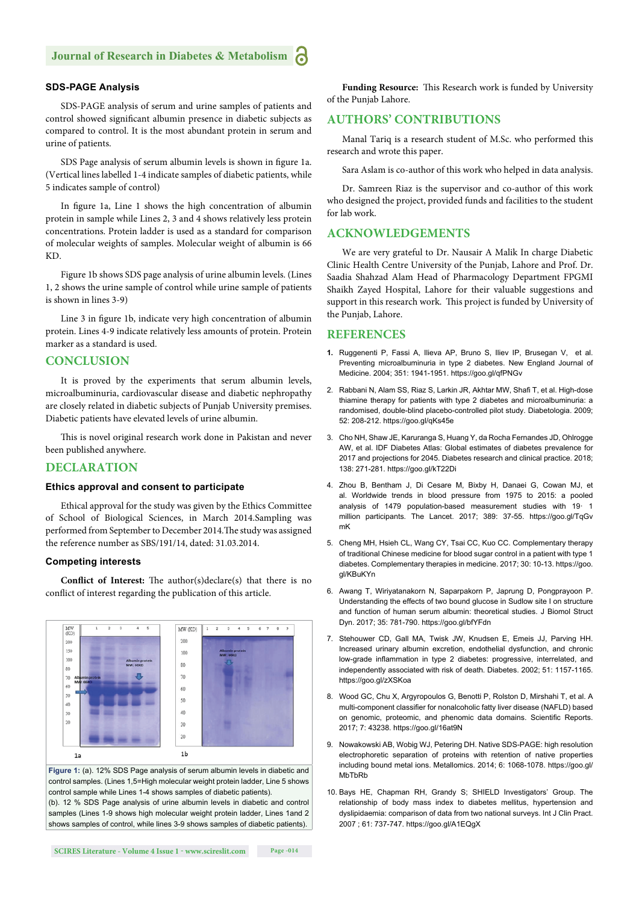### SDS-PAGE Analysis

SDS-PAGE analysis of serum and urine samples of patients and control showed significant albumin presence in diabetic subjects as compared to control. It is the most abundant protein in serum and urine of patients.

SDS Page analysis of serum albumin levels is shown in figure 1a. (Vertical lines labelled 1-4 indicate samples of diabetic patients, while 5 indicates sample of control)

In figure 1a, Line 1 shows the high concentration of albumin protein in sample while Lines 2, 3 and 4 shows relatively less protein concentrations. Protein ladder is used as a standard for comparison of molecular weights of samples. Molecular weight of albumin is 66 KD.

Figure 1b shows SDS page analysis of urine albumin levels. (Lines 1, 2 shows the urine sample of control while urine sample of patients is shown in lines 3-9)

Line 3 in figure 1b, indicate very high concentration of albumin protein. Lines 4-9 indicate relatively less amounts of protein. Protein marker as a standard is used.

## CONCLUSION

It is proved by the experiments that serum albumin levels, microalbuminuria, cardiovascular disease and diabetic nephropathy are closely related in diabetic subjects of Punjab University premises. Diabetic patients have elevated levels of urine albumin.

This is novel original research work done in Pakistan and never been published anywhere.

## DECLARATION

### Ethics approval and consent to participate

Ethical approval for the study was given by the Ethics Committee of School of Biological Sciences, in March 2014.Sampling was performed from September to December 2014.The study was assigned the reference number as SBS/191/14, dated: 31.03.2014.

### Competing interests

**Conflict of Interest:** The author(s)declare(s) that there is no conflict of interest regarding the publication of this article.

**Figure 1:** (a). 12% SDS Page analysis of serum albumin levels in diabetic and control samples. (Lines 1,5=High molecular weight protein ladder, Line 5 shows control sample while Lines 1-4 shows samples of diabetic patients).
(b). 12 % SDS Page analysis of urine albumin levels in diabetic and control samples (Lines 1-9 shows high molecular weight protein ladder, Lines 1and 2 shows samples of control, while lines 3-9 shows samples of diabetic patients).

**Funding Resource:** This Research work is funded by University of the Punjab Lahore.

## AUTHORS' CONTRIBUTIONS

Manal Tariq is a research student of M.Sc. who performed this research and wrote this paper.

Sara Aslam is co-author of this work who helped in data analysis.

Dr. Samreen Riaz is the supervisor and co-author of this work who designed the project, provided funds and facilities to the student for lab work.

## ACKNOWLEDGEMENTS

We are very grateful to Dr. Nausair A Malik In charge Diabetic Clinic Health Centre University of the Punjab, Lahore and Prof. Dr. Saadia Shahzad Alam Head of Pharmacology Department FPGMI Shaikh Zayed Hospital, Lahore for their valuable suggestions and support in this research work. This project is funded by University of the Punjab, Lahore.

## REFERENCES

1. Ruggenenti P, Fassi A, Ilieva AP, Bruno S, Iliev IP, Brusegan V, et al. Preventing microalbuminuria in type 2 diabetes. New England Journal of Medicine. 2004; 351: 1941-1951. https://goo.gl/qfPNGv
2. Rabbani N, Alam SS, Riaz S, Larkin JR, Akhtar MW, Shafi T, et al. High-dose thiamine therapy for patients with type 2 diabetes and microalbuminuria: a randomised, double-blind placebo-controlled pilot study. Diabetologia. 2009; 52: 208-212. https://goo.gl/qKs45e
3. Cho NH, Shaw JE, Karuranga S, Huang Y, da Rocha Fernandes JD, Ohlrogge AW, et al. IDF Diabetes Atlas: Global estimates of diabetes prevalence for 2017 and projections for 2045. Diabetes research and clinical practice. 2018; 138: 271-281. https://goo.gl/kT22Di
4. Zhou B, Bentham J, Di Cesare M, Bixby H, Danaei G, Cowan MJ, et al. Worldwide trends in blood pressure from 1975 to 2015: a pooled analysis of 1479 population-based measurement studies with 19· 1 million participants. The Lancet. 2017; 389: 37-55. https://goo.gl/TqGvmK
5. Cheng MH, Hsieh CL, Wang CY, Tsai CC, Kuo CC. Complementary therapy of traditional Chinese medicine for blood sugar control in a patient with type 1 diabetes. Complementary therapies in medicine. 2017; 30: 10-13. https://goo.gl/KBuKYn
6. Awang T, Wiriyatanakorn N, Saparpakorn P, Japrung D, Pongprayoon P. Understanding the effects of two bound glucose in Sudlow site I on structure and function of human serum albumin: theoretical studies. J Biomol Struct Dyn. 2017; 35: 781-790. https://goo.gl/bfYFdn
7. Stehouwer CD, Gall MA, Twisk JW, Knudsen E, Emeis JJ, Parving HH. Increased urinary albumin excretion, endothelial dysfunction, and chronic low-grade inflammation in type 2 diabetes: progressive, interrelated, and independently associated with risk of death. Diabetes. 2002; 51: 1157-1165. https://goo.gl/zXSKoa
8. Wood GC, Chu X, Argyropoulos G, Benotti P, Rolston D, Mirshahi T, et al. A multi-component classifier for nonalcoholic fatty liver disease (NAFLD) based on genomic, proteomic, and phenomic data domains. Scientific Reports. 2017; 7: 43238. https://goo.gl/16at9N
9. Nowakowski AB, Wobig WJ, Petering DH. Native SDS-PAGE: high resolution electrophoretic separation of proteins with retention of native properties including bound metal ions. Metallomics. 2014; 6: 1068-1078. https://goo.gl/MbTbRb
10. Bays HE, Chapman RH, Grandy S; SHIELD Investigators' Group. The relationship of body mass index to diabetes mellitus, hypertension and dyslipidaemia: comparison of data from two national surveys. Int J Clin Pract. 2007 ; 61: 737-747. https://goo.gl/A1EQgX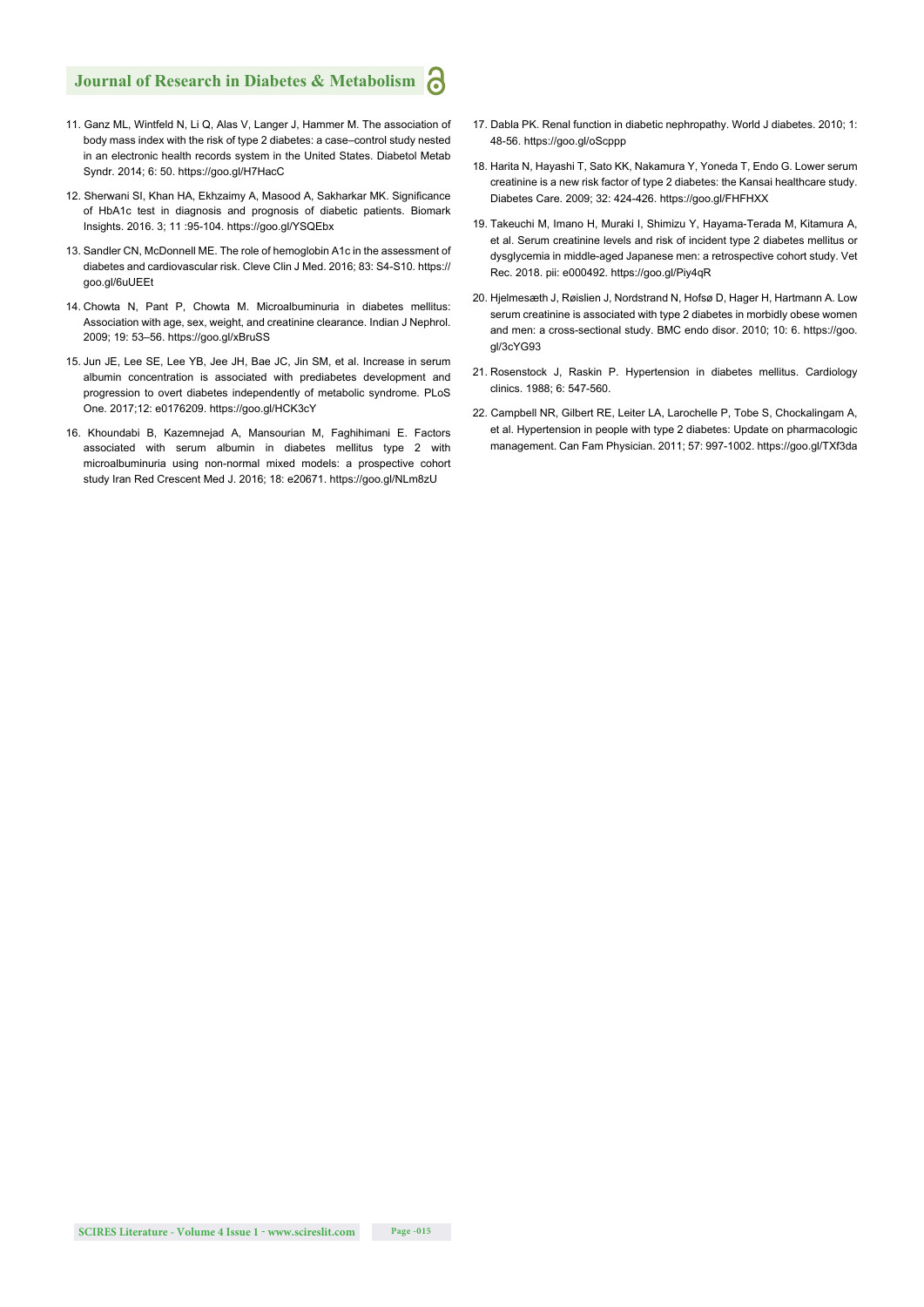11. Ganz ML, Wintfeld N, Li Q, Alas V, Langer J, Hammer M. The association of body mass index with the risk of type 2 diabetes: a case–control study nested in an electronic health records system in the United States. Diabetol Metab Syndr. 2014; 6: 50. https://goo.gl/H7HacC

12. Sherwani SI, Khan HA, Ekhzaimy A, Masood A, Sakharkar MK. Significance of HbA1c test in diagnosis and prognosis of diabetic patients. Biomark Insights. 2016. 3; 11 :95-104. https://goo.gl/YSQEbx

13. Sandler CN, McDonnell ME. The role of hemoglobin A1c in the assessment of diabetes and cardiovascular risk. Cleve Clin J Med. 2016; 83: S4-S10. https://goo.gl/6uUEEt

14. Chowta N, Pant P, Chowta M. Microalbuminuria in diabetes mellitus: Association with age, sex, weight, and creatinine clearance. Indian J Nephrol. 2009; 19: 53–56. https://goo.gl/xBruSS

15. Jun JE, Lee SE, Lee YB, Jee JH, Bae JC, Jin SM, et al. Increase in serum albumin concentration is associated with prediabetes development and progression to overt diabetes independently of metabolic syndrome. PLoS One. 2017;12: e0176209. https://goo.gl/HCK3cY

16. Khoundabi B, Kazemnejad A, Mansourian M, Faghihimani E. Factors associated with serum albumin in diabetes mellitus type 2 with microalbuminuria using non-normal mixed models: a prospective cohort study Iran Red Crescent Med J. 2016; 18: e20671. https://goo.gl/NLm8zU

17. Dabla PK. Renal function in diabetic nephropathy. World J diabetes. 2010; 1: 48-56. https://goo.gl/oScppp

18. Harita N, Hayashi T, Sato KK, Nakamura Y, Yoneda T, Endo G. Lower serum creatinine is a new risk factor of type 2 diabetes: the Kansai healthcare study. Diabetes Care. 2009; 32: 424-426. https://goo.gl/FHFHXX

19. Takeuchi M, Imano H, Muraki I, Shimizu Y, Hayama-Terada M, Kitamura A, et al. Serum creatinine levels and risk of incident type 2 diabetes mellitus or dysglycemia in middle-aged Japanese men: a retrospective cohort study. Vet Rec. 2018. pii: e000492. https://goo.gl/Piy4qR

20. Hjelmesæth J, Røislien J, Nordstrand N, Hofsø D, Hager H, Hartmann A. Low serum creatinine is associated with type 2 diabetes in morbidly obese women and men: a cross-sectional study. BMC endo disor. 2010; 10: 6. https://goo.gl/3cYG93

21. Rosenstock J, Raskin P. Hypertension in diabetes mellitus. Cardiology clinics. 1988; 6: 547-560.

22. Campbell NR, Gilbert RE, Leiter LA, Larochelle P, Tobe S, Chockalingam A, et al. Hypertension in people with type 2 diabetes: Update on pharmacologic management. Can Fam Physician. 2011; 57: 997-1002. https://goo.gl/TXf3da